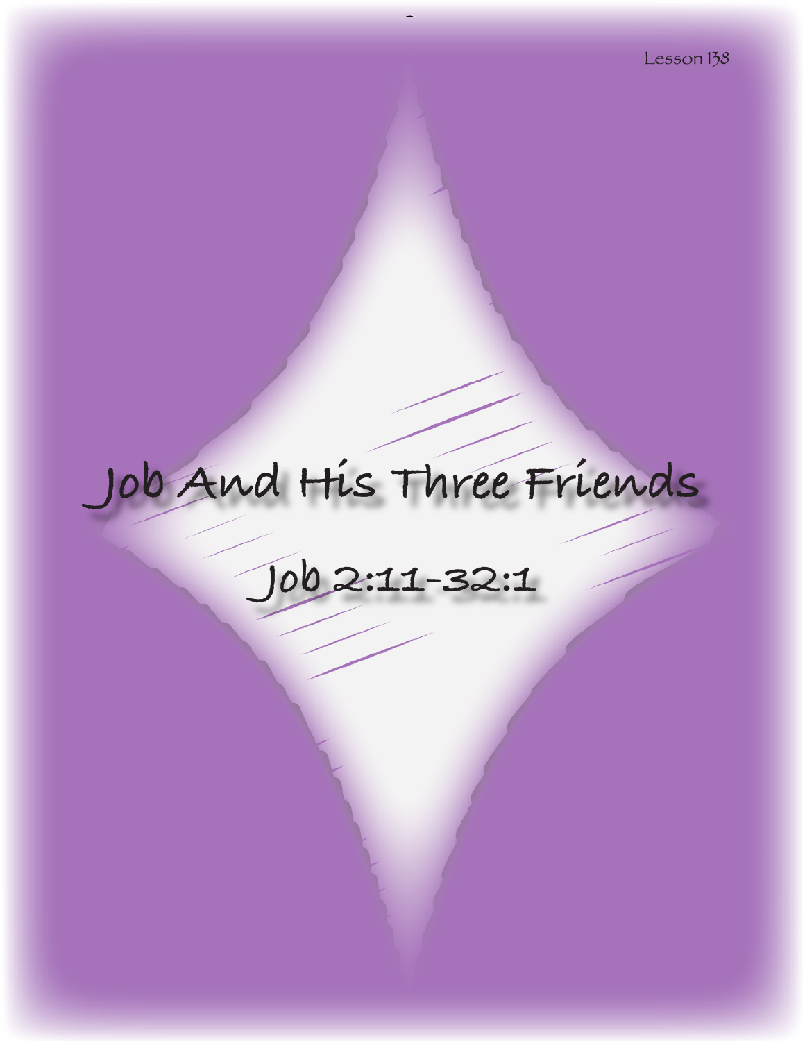Lesson 138

# Job And His Three Friends

## Job 2:11-32:1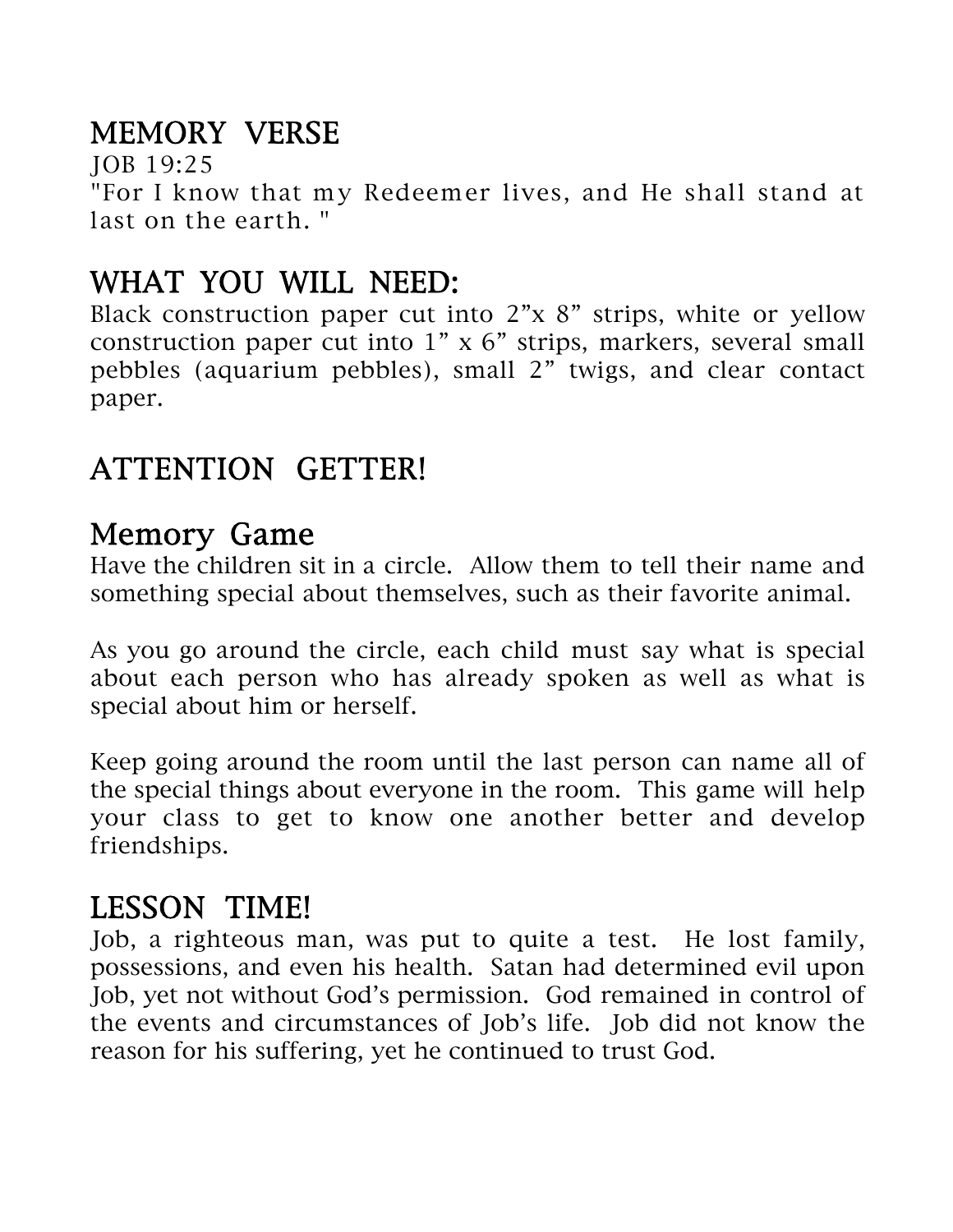## MEMORY VERSE

JOB 19:25

"For I know that my Redeemer lives, and He shall stand at last on the earth. "

## WHAT YOU WILL NEED:

Black construction paper cut into 2"x 8" strips, white or yellow construction paper cut into 1" x 6" strips, markers, several small pebbles (aquarium pebbles), small 2" twigs, and clear contact paper.

## ATTENTION GETTER!

## Memory Game

Have the children sit in a circle. Allow them to tell their name and something special about themselves, such as their favorite animal.

As you go around the circle, each child must say what is special about each person who has already spoken as well as what is special about him or herself.

Keep going around the room until the last person can name all of the special things about everyone in the room. This game will help your class to get to know one another better and develop friendships.

## LESSON TIME!

Job, a righteous man, was put to quite a test. He lost family, possessions, and even his health. Satan had determined evil upon Job, yet not without God's permission. God remained in control of the events and circumstances of Job's life. Job did not know the reason for his suffering, yet he continued to trust God.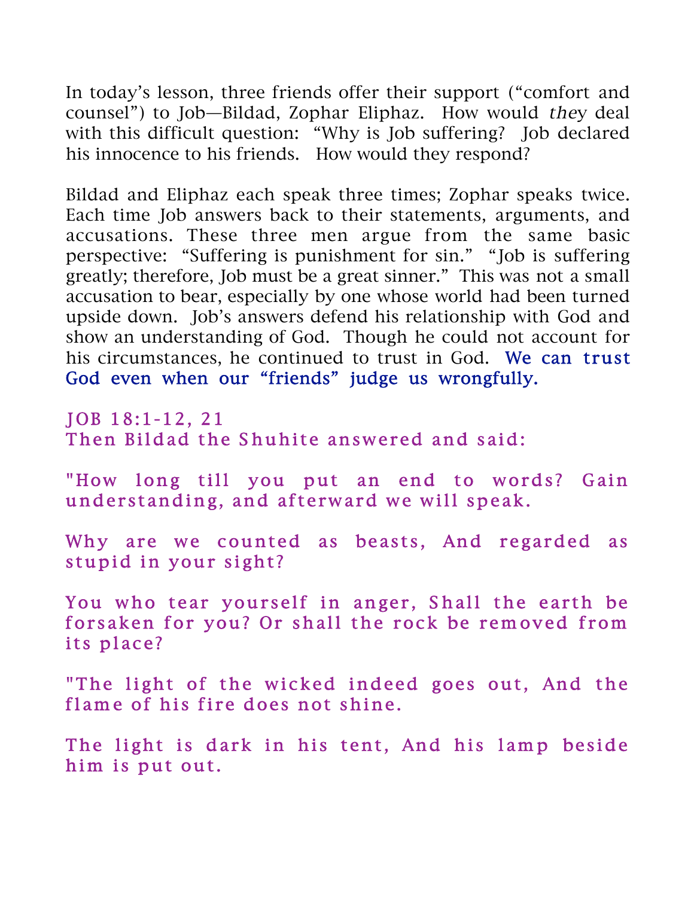In today's lesson, three friends offer their support ("comfort and counsel") to Job—Bildad, Zophar Eliphaz. How would *they* deal with this difficult question: "Why is Job suffering? Job declared his innocence to his friends. How would they respond?

Bildad and Eliphaz each speak three times; Zophar speaks twice. Each time Job answers back to their statements, arguments, and accusations. These three men argue from the same basic perspective: "Suffering is punishment for sin." "Job is suffering greatly; therefore, Job must be a great sinner." This was not a small accusation to bear, especially by one whose world had been turned upside down. Job's answers defend his relationship with God and show an understanding of God. Though he could not account for his circumstances, he continued to trust in God. We can trust God even when our "friends" judge us wrongfully.

JOB 18:1-12, 21
Then Bildad the Shuhite answered and said:

"How long till you put an end to words? Gain understanding, and afterward we will speak.

Why are we counted as beasts, And regarded as stupid in your sight?

You who tear yourself in anger, Shall the earth be forsaken for you? Or shall the rock be removed from its place?

"The light of the wicked indeed goes out, And the flame of his fire does not shine.

The light is dark in his tent, And his lamp beside him is put out.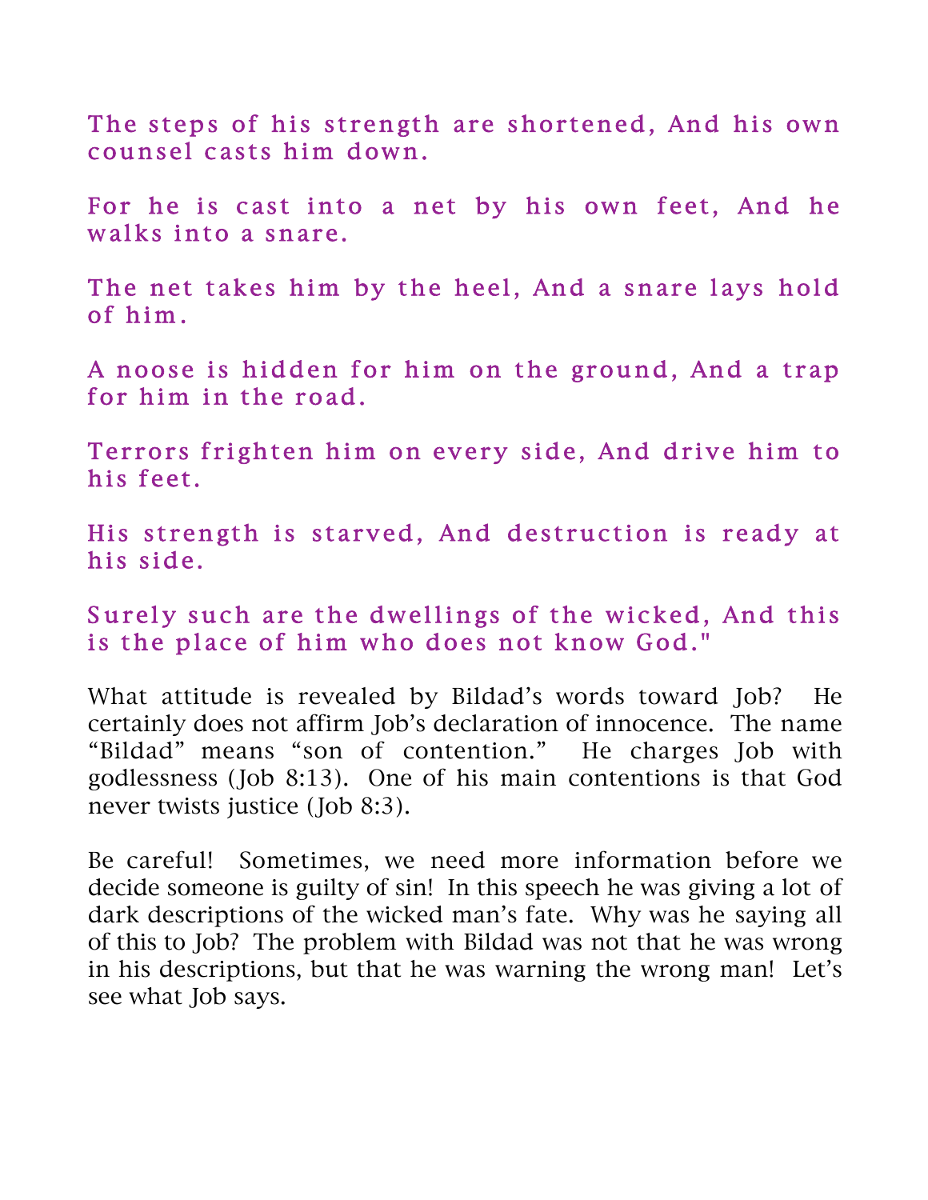The steps of his strength are shortened, And his own counsel casts him down.

For he is cast into a net by his own feet, And he walks into a snare.

The net takes him by the heel, And a snare lays hold of him.

A noose is hidden for him on the ground, And a trap for him in the road.

Terrors frighten him on every side, And drive him to his feet.

His strength is starved, And destruction is ready at his side.

Surely such are the dwellings of the wicked, And this is the place of him who does not know God."

What attitude is revealed by Bildad's words toward Job? He certainly does not affirm Job's declaration of innocence. The name "Bildad" means "son of contention." He charges Job with godlessness (Job 8:13). One of his main contentions is that God never twists justice (Job 8:3).

Be careful! Sometimes, we need more information before we decide someone is guilty of sin! In this speech he was giving a lot of dark descriptions of the wicked man's fate. Why was he saying all of this to Job? The problem with Bildad was not that he was wrong in his descriptions, but that he was warning the wrong man! Let's see what Job says.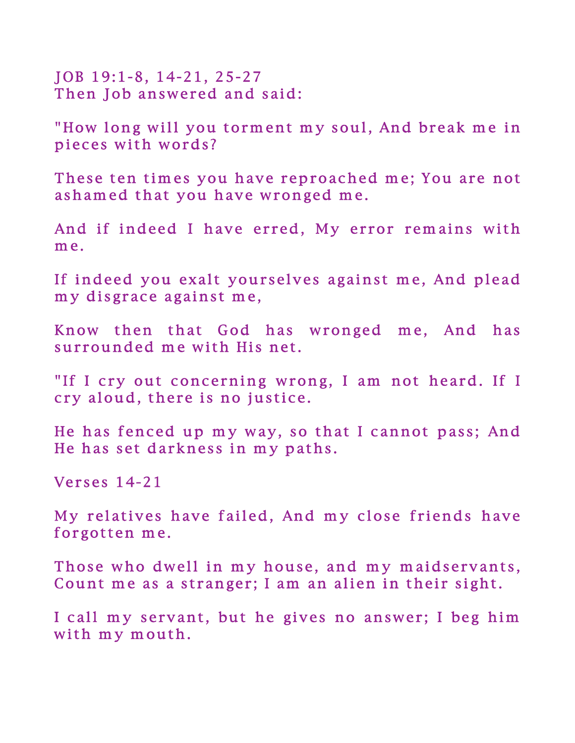JOB 19:1-8, 14-21, 25-27
Then Job answered and said:

"How long will you torment my soul, And break me in pieces with words?

These ten times you have reproached me; You are not ashamed that you have wronged me.

And if indeed I have erred, My error remains with me.

If indeed you exalt yourselves against me, And plead my disgrace against me,

Know then that God has wronged me, And has surrounded me with His net.

"If I cry out concerning wrong, I am not heard. If I cry aloud, there is no justice.

He has fenced up my way, so that I cannot pass; And He has set darkness in my paths.

Verses 14-21

My relatives have failed, And my close friends have forgotten me.

Those who dwell in my house, and my maidservants, Count me as a stranger; I am an alien in their sight.

I call my servant, but he gives no answer; I beg him with my mouth.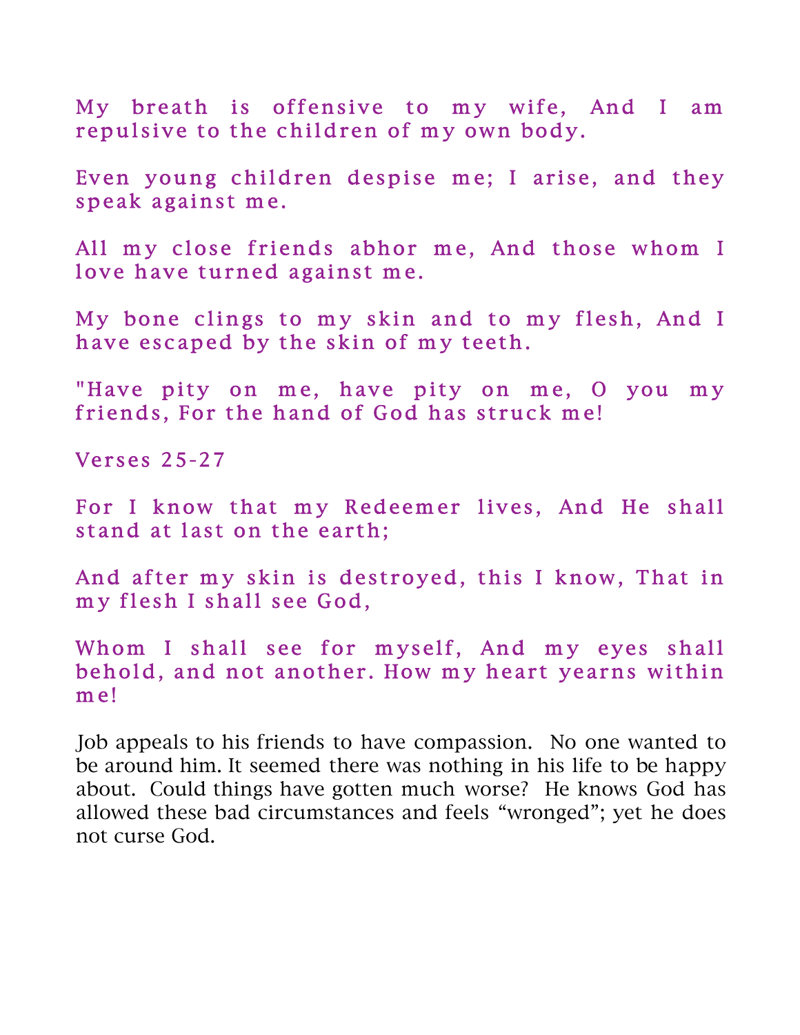My breath is offensive to my wife, And I am repulsive to the children of my own body.

Even young children despise me; I arise, and they speak against me.

All my close friends abhor me, And those whom I love have turned against me.

My bone clings to my skin and to my flesh, And I have escaped by the skin of my teeth.

"Have pity on me, have pity on me, O you my friends, For the hand of God has struck me!

Verses 25-27

For I know that my Redeemer lives, And He shall stand at last on the earth;

And after my skin is destroyed, this I know, That in my flesh I shall see God,

Whom I shall see for myself, And my eyes shall behold, and not another. How my heart yearns within me!

Job appeals to his friends to have compassion. No one wanted to be around him. It seemed there was nothing in his life to be happy about. Could things have gotten much worse? He knows God has allowed these bad circumstances and feels "wronged"; yet he does not curse God.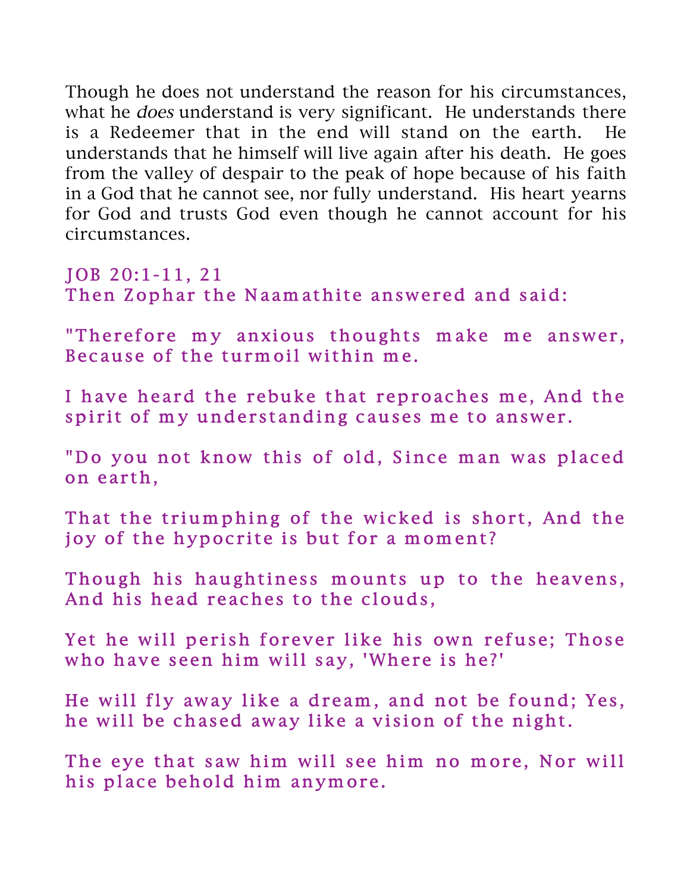Though he does not understand the reason for his circumstances, what he *does* understand is very significant. He understands there is a Redeemer that in the end will stand on the earth. He understands that he himself will live again after his death. He goes from the valley of despair to the peak of hope because of his faith in a God that he cannot see, nor fully understand. His heart yearns for God and trusts God even though he cannot account for his circumstances.

JOB 20:1-11, 21
Then Zophar the Naamathite answered and said:

"Therefore my anxious thoughts make me answer, Because of the turmoil within me.

I have heard the rebuke that reproaches me, And the spirit of my understanding causes me to answer.

"Do you not know this of old, Since man was placed on earth,

That the triumphing of the wicked is short, And the joy of the hypocrite is but for a moment?

Though his haughtiness mounts up to the heavens, And his head reaches to the clouds,

Yet he will perish forever like his own refuse; Those who have seen him will say, 'Where is he?'

He will fly away like a dream, and not be found; Yes, he will be chased away like a vision of the night.

The eye that saw him will see him no more, Nor will his place behold him anymore.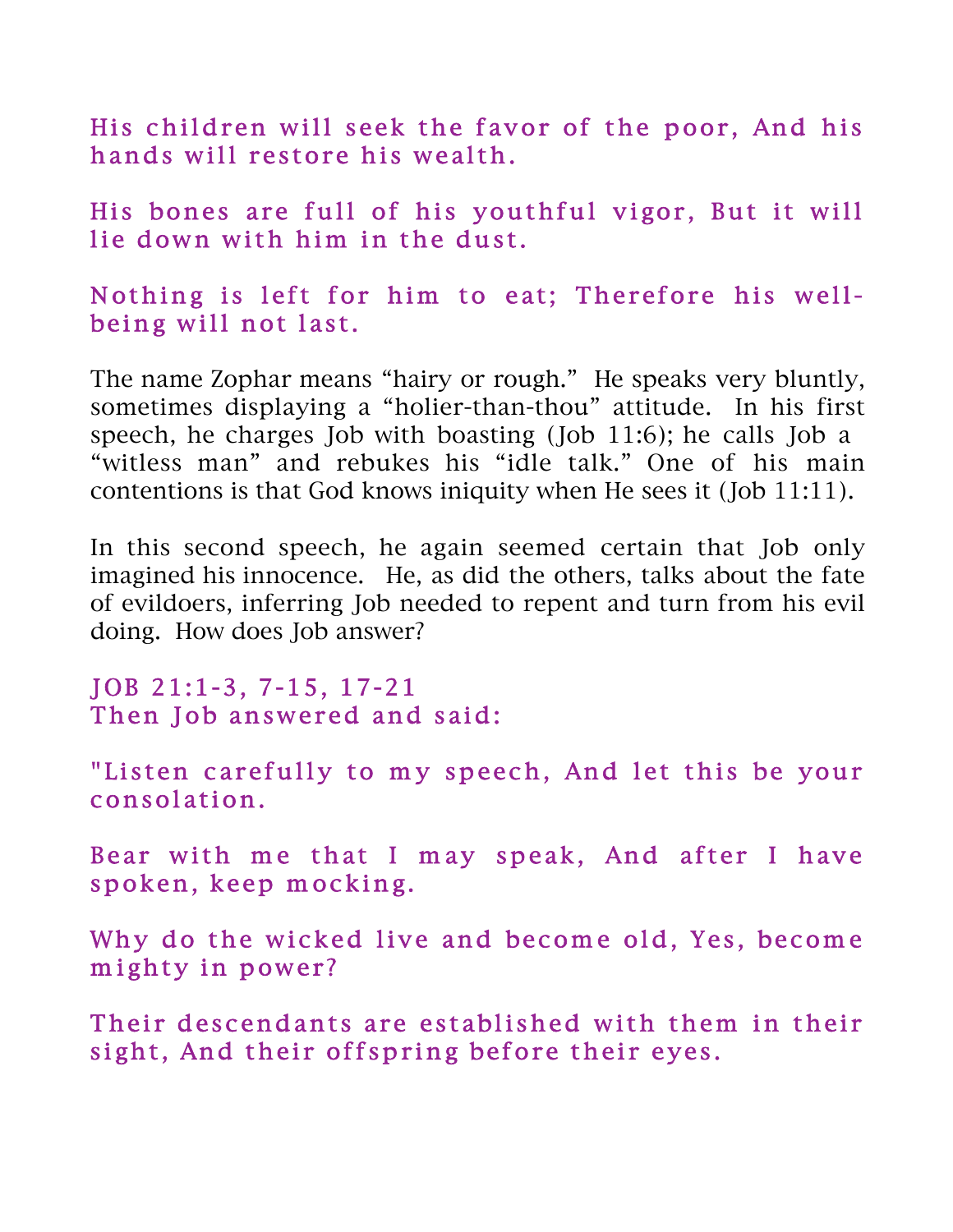His children will seek the favor of the poor, And his hands will restore his wealth.

His bones are full of his youthful vigor, But it will lie down with him in the dust.

Nothing is left for him to eat; Therefore his well-being will not last.

The name Zophar means “hairy or rough.” He speaks very bluntly, sometimes displaying a “holier-than-thou” attitude. In his first speech, he charges Job with boasting (Job 11:6); he calls Job a “witless man” and rebukes his “idle talk.” One of his main contentions is that God knows iniquity when He sees it (Job 11:11).

In this second speech, he again seemed certain that Job only imagined his innocence. He, as did the others, talks about the fate of evildoers, inferring Job needed to repent and turn from his evil doing. How does Job answer?

JOB 21:1-3, 7-15, 17-21
Then Job answered and said:

"Listen carefully to my speech, And let this be your consolation.

Bear with me that I may speak, And after I have spoken, keep mocking.

Why do the wicked live and become old, Yes, become mighty in power?

Their descendants are established with them in their sight, And their offspring before their eyes.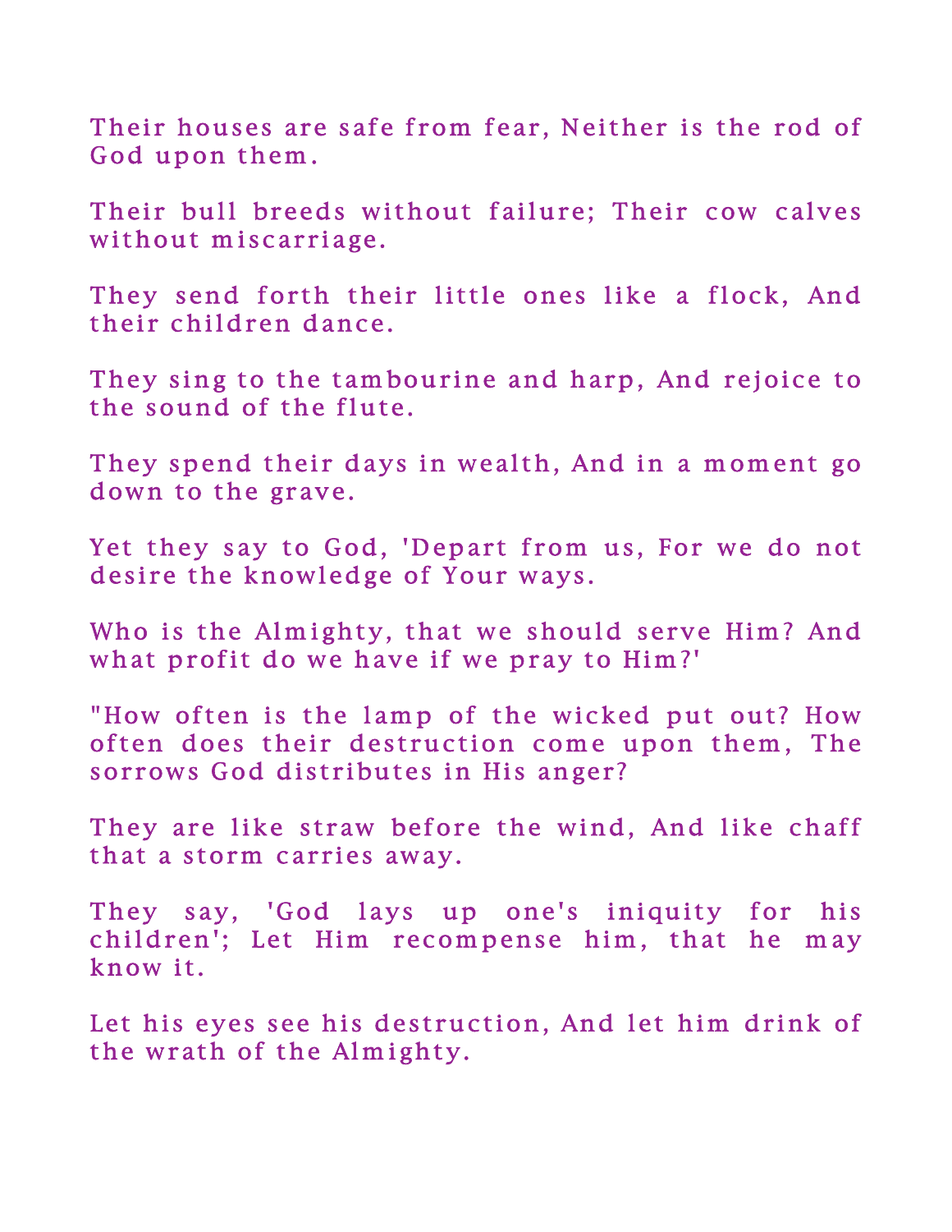Their houses are safe from fear, Neither is the rod of God upon them.

Their bull breeds without failure; Their cow calves without miscarriage.

They send forth their little ones like a flock, And their children dance.

They sing to the tambourine and harp, And rejoice to the sound of the flute.

They spend their days in wealth, And in a moment go down to the grave.

Yet they say to God, 'Depart from us, For we do not desire the knowledge of Your ways.

Who is the Almighty, that we should serve Him? And what profit do we have if we pray to Him?'

"How often is the lamp of the wicked put out? How often does their destruction come upon them, The sorrows God distributes in His anger?

They are like straw before the wind, And like chaff that a storm carries away.

They say, 'God lays up one's iniquity for his children'; Let Him recompense him, that he may know it.

Let his eyes see his destruction, And let him drink of the wrath of the Almighty.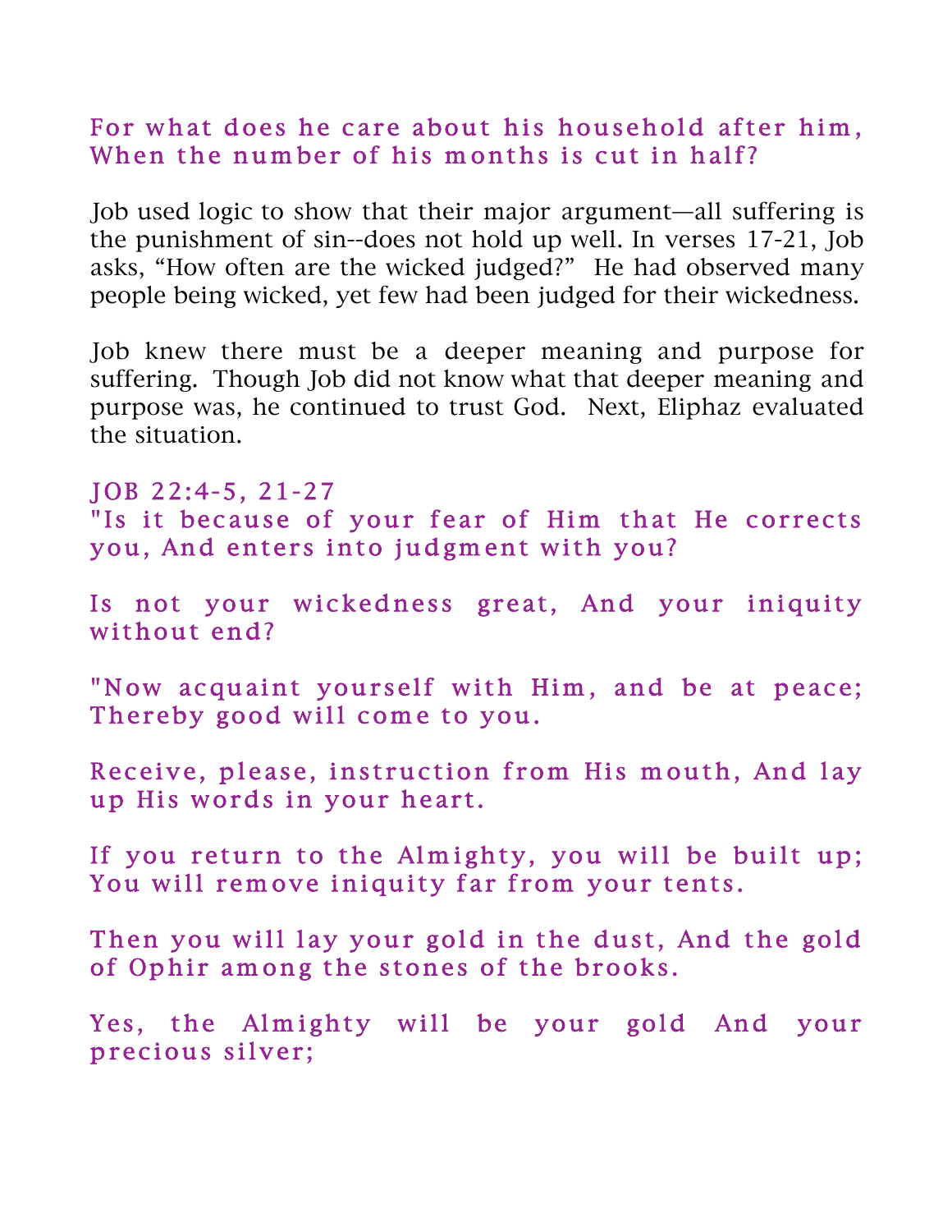For what does he care about his household after him,
When the number of his months is cut in half?

Job used logic to show that their major argument—all suffering is the punishment of sin--does not hold up well. In verses 17-21, Job asks, “How often are the wicked judged?” He had observed many people being wicked, yet few had been judged for their wickedness.

Job knew there must be a deeper meaning and purpose for suffering. Though Job did not know what that deeper meaning and purpose was, he continued to trust God. Next, Eliphaz evaluated the situation.

JOB 22:4-5, 21-27

"Is it because of your fear of Him that He corrects you, And enters into judgment with you?

Is not your wickedness great, And your iniquity without end?

"Now acquaint yourself with Him, and be at peace; Thereby good will come to you.

Receive, please, instruction from His mouth, And lay up His words in your heart.

If you return to the Almighty, you will be built up; You will remove iniquity far from your tents.

Then you will lay your gold in the dust, And the gold of Ophir among the stones of the brooks.

Yes, the Almighty will be your gold And your precious silver;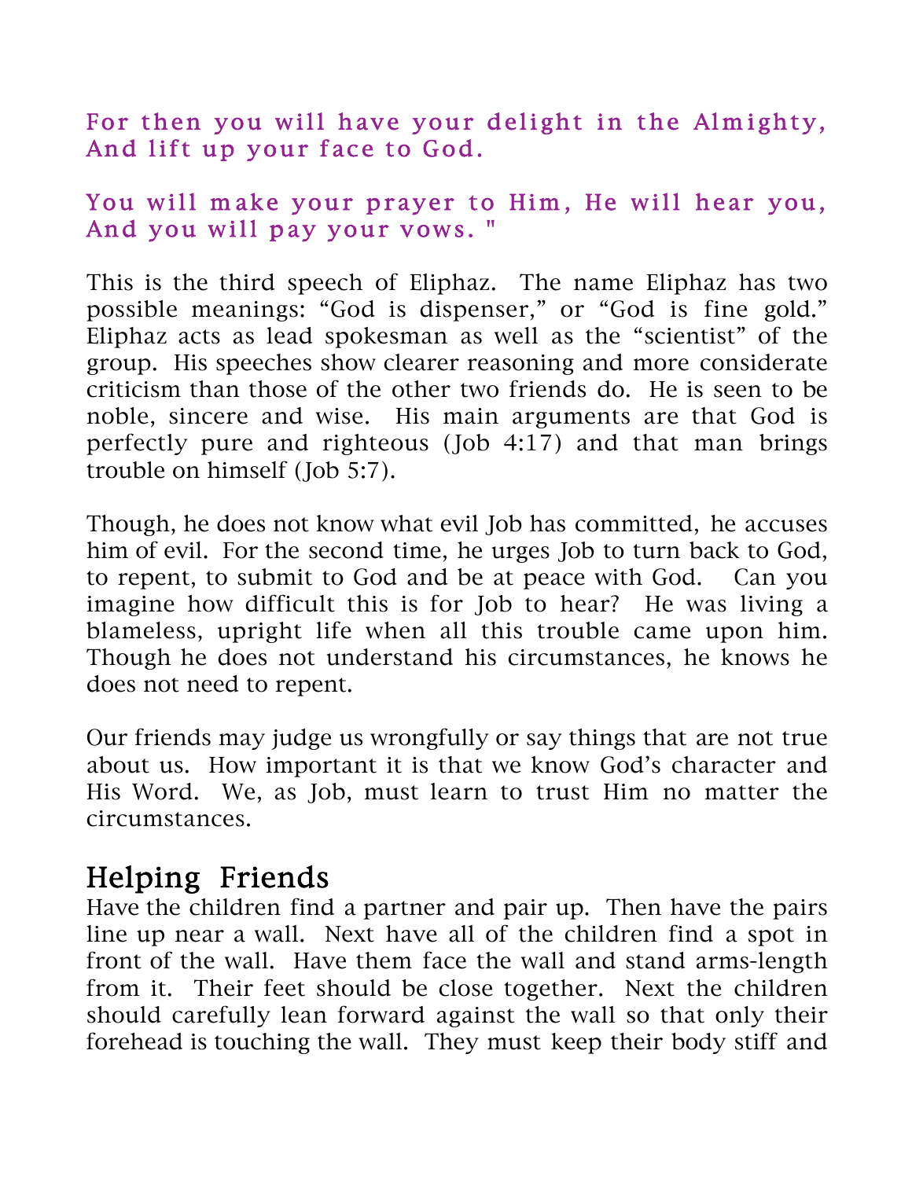For then you will have your delight in the Almighty,
And lift up your face to God.

You will make your prayer to Him, He will hear you,
And you will pay your vows. "

This is the third speech of Eliphaz. The name Eliphaz has two possible meanings: “God is dispenser,” or “God is fine gold.” Eliphaz acts as lead spokesman as well as the “scientist” of the group. His speeches show clearer reasoning and more considerate criticism than those of the other two friends do. He is seen to be noble, sincere and wise. His main arguments are that God is perfectly pure and righteous (Job 4:17) and that man brings trouble on himself (Job 5:7).

Though, he does not know what evil Job has committed, he accuses him of evil. For the second time, he urges Job to turn back to God, to repent, to submit to God and be at peace with God. Can you imagine how difficult this is for Job to hear? He was living a blameless, upright life when all this trouble came upon him. Though he does not understand his circumstances, he knows he does not need to repent.

Our friends may judge us wrongfully or say things that are not true about us. How important it is that we know God’s character and His Word. We, as Job, must learn to trust Him no matter the circumstances.

## Helping Friends

Have the children find a partner and pair up. Then have the pairs line up near a wall. Next have all of the children find a spot in front of the wall. Have them face the wall and stand arms-length from it. Their feet should be close together. Next the children should carefully lean forward against the wall so that only their forehead is touching the wall. They must keep their body stiff and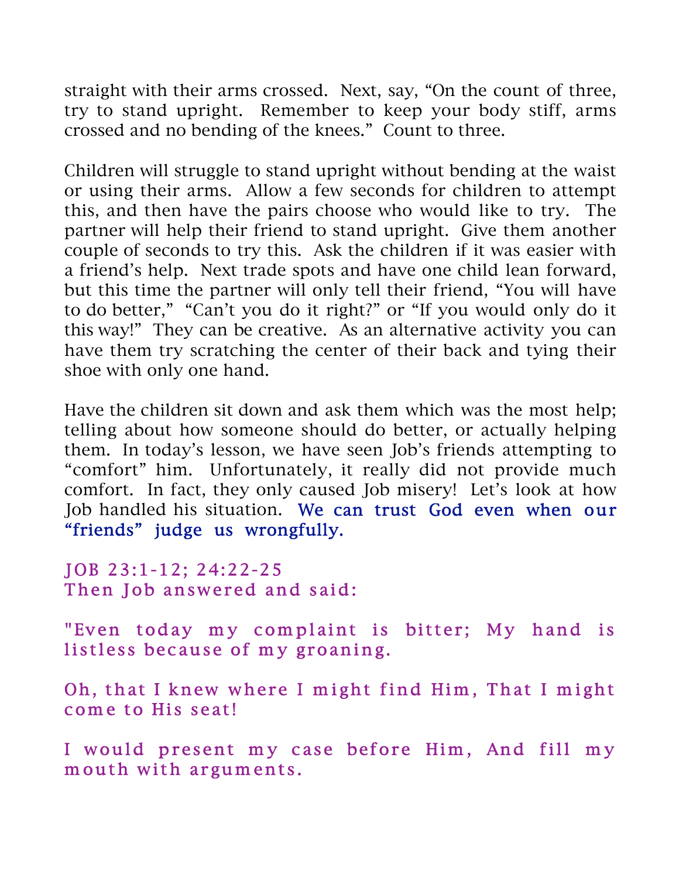straight with their arms crossed. Next, say, "On the count of three, try to stand upright. Remember to keep your body stiff, arms crossed and no bending of the knees." Count to three.

Children will struggle to stand upright without bending at the waist or using their arms. Allow a few seconds for children to attempt this, and then have the pairs choose who would like to try. The partner will help their friend to stand upright. Give them another couple of seconds to try this. Ask the children if it was easier with a friend's help. Next trade spots and have one child lean forward, but this time the partner will only tell their friend, "You will have to do better," "Can't you do it right?" or "If you would only do it this way!" They can be creative. As an alternative activity you can have them try scratching the center of their back and tying their shoe with only one hand.

Have the children sit down and ask them which was the most help; telling about how someone should do better, or actually helping them. In today's lesson, we have seen Job's friends attempting to "comfort" him. Unfortunately, it really did not provide much comfort. In fact, they only caused Job misery! Let's look at how Job handled his situation. We can trust God even when our "friends" judge us wrongfully.

JOB 23:1-12; 24:22-25
Then Job answered and said:

"Even today my complaint is bitter; My hand is listless because of my groaning.

Oh, that I knew where I might find Him, That I might come to His seat!

I would present my case before Him, And fill my mouth with arguments.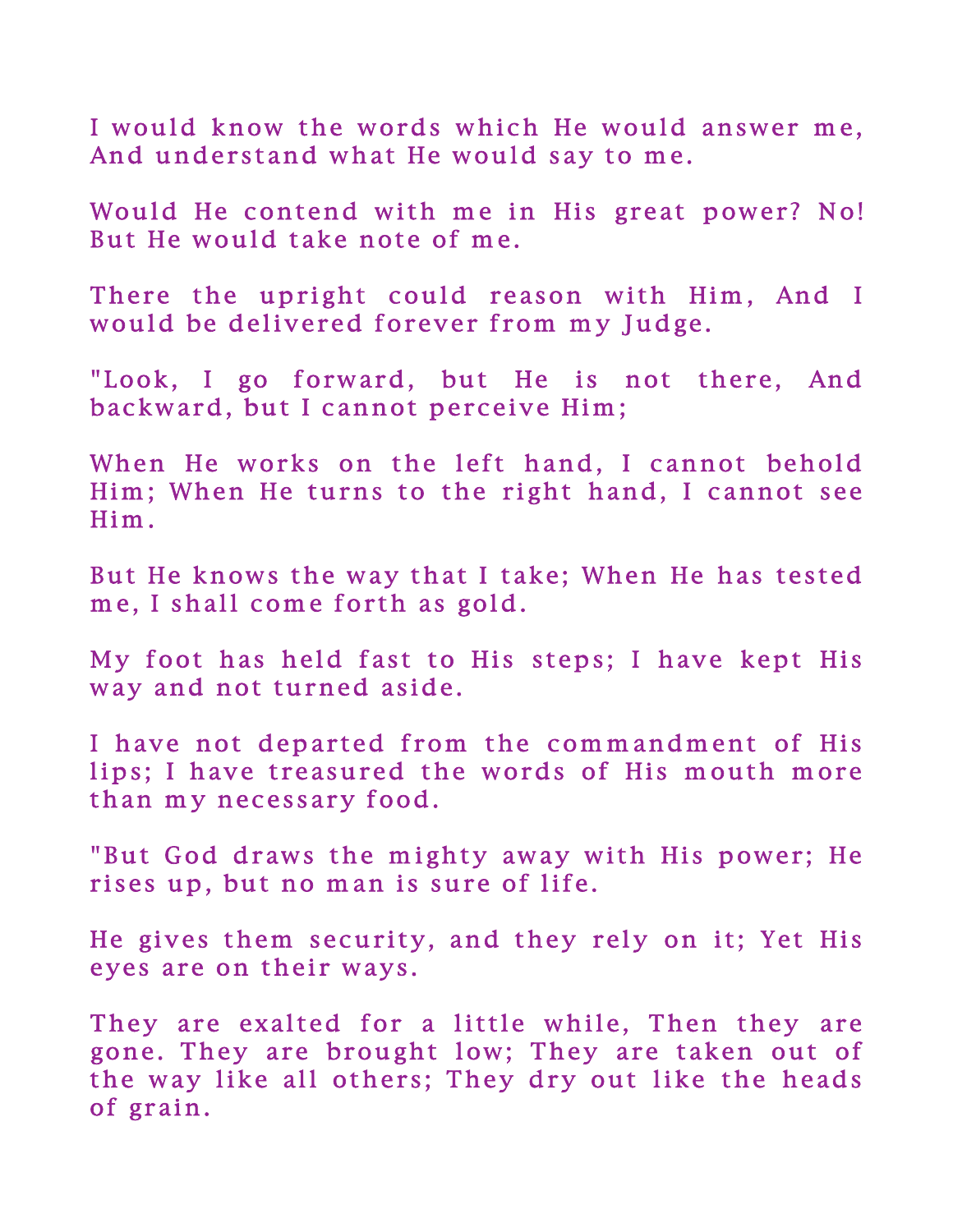I would know the words which He would answer me, And understand what He would say to me.

Would He contend with me in His great power? No! But He would take note of me.

There the upright could reason with Him, And I would be delivered forever from my Judge.

"Look, I go forward, but He is not there, And backward, but I cannot perceive Him;

When He works on the left hand, I cannot behold Him; When He turns to the right hand, I cannot see Him.

But He knows the way that I take; When He has tested me, I shall come forth as gold.

My foot has held fast to His steps; I have kept His way and not turned aside.

I have not departed from the commandment of His lips; I have treasured the words of His mouth more than my necessary food.

"But God draws the mighty away with His power; He rises up, but no man is sure of life.

He gives them security, and they rely on it; Yet His eyes are on their ways.

They are exalted for a little while, Then they are gone. They are brought low; They are taken out of the way like all others; They dry out like the heads of grain.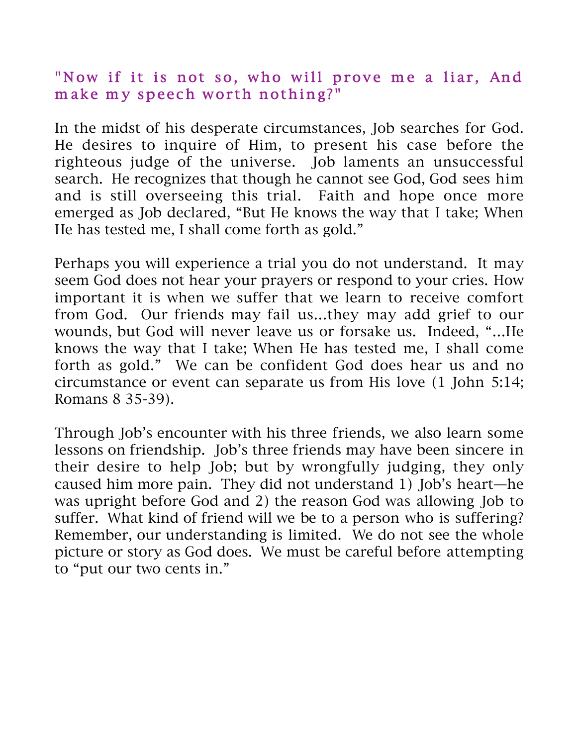"Now if it is not so, who will prove me a liar, And make my speech worth nothing?"

In the midst of his desperate circumstances, Job searches for God. He desires to inquire of Him, to present his case before the righteous judge of the universe. Job laments an unsuccessful search. He recognizes that though he cannot see God, God sees him and is still overseeing this trial. Faith and hope once more emerged as Job declared, "But He knows the way that I take; When He has tested me, I shall come forth as gold."

Perhaps you will experience a trial you do not understand. It may seem God does not hear your prayers or respond to your cries. How important it is when we suffer that we learn to receive comfort from God. Our friends may fail us…they may add grief to our wounds, but God will never leave us or forsake us. Indeed, "…He knows the way that I take; When He has tested me, I shall come forth as gold." We can be confident God does hear us and no circumstance or event can separate us from His love (1 John 5:14; Romans 8 35-39).

Through Job's encounter with his three friends, we also learn some lessons on friendship. Job's three friends may have been sincere in their desire to help Job; but by wrongfully judging, they only caused him more pain. They did not understand 1) Job's heart—he was upright before God and 2) the reason God was allowing Job to suffer. What kind of friend will we be to a person who is suffering? Remember, our understanding is limited. We do not see the whole picture or story as God does. We must be careful before attempting to "put our two cents in."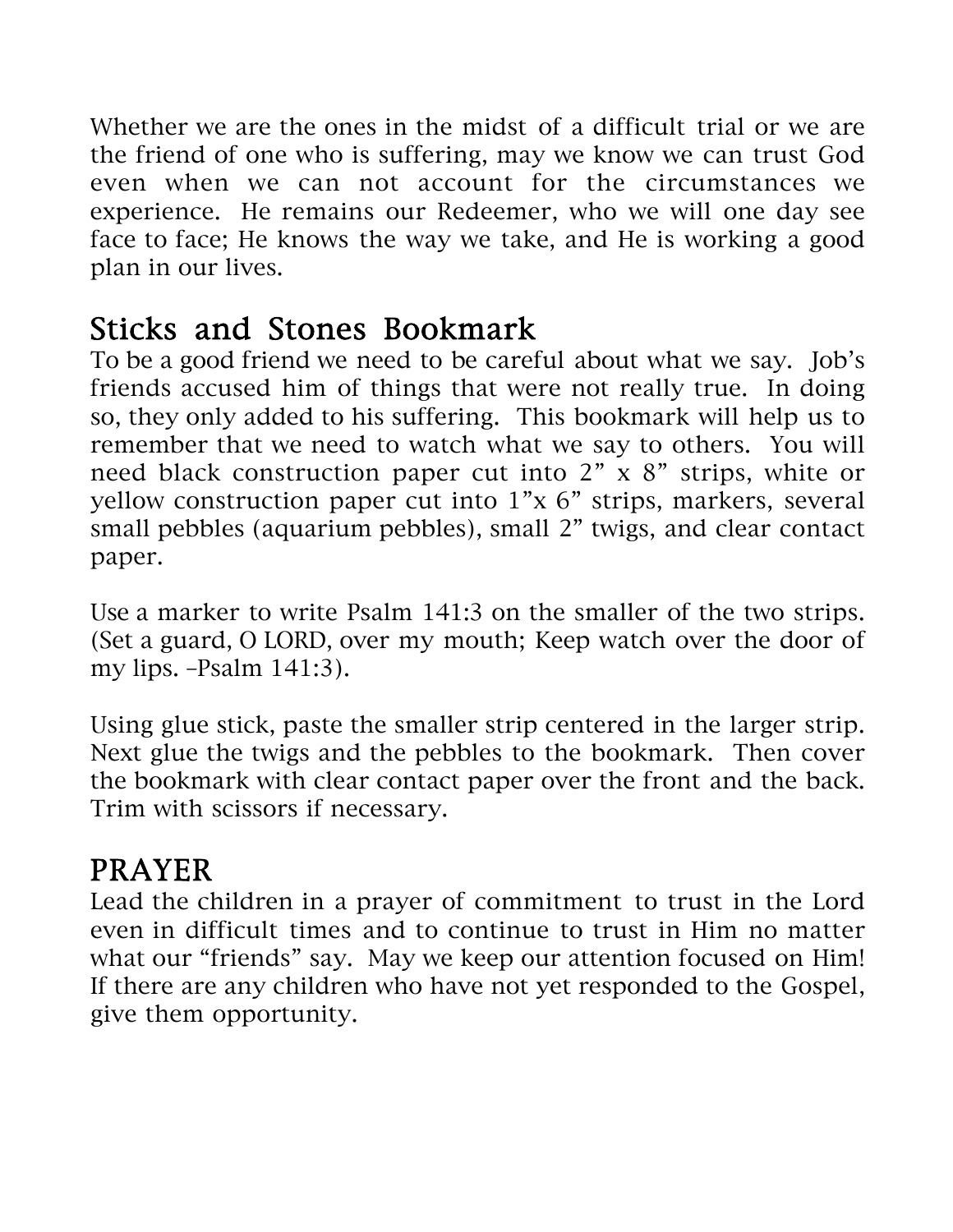Whether we are the ones in the midst of a difficult trial or we are the friend of one who is suffering, may we know we can trust God even when we can not account for the circumstances we experience. He remains our Redeemer, who we will one day see face to face; He knows the way we take, and He is working a good plan in our lives.

## Sticks and Stones Bookmark

To be a good friend we need to be careful about what we say. Job's friends accused him of things that were not really true. In doing so, they only added to his suffering. This bookmark will help us to remember that we need to watch what we say to others. You will need black construction paper cut into 2" x 8" strips, white or yellow construction paper cut into 1"x 6" strips, markers, several small pebbles (aquarium pebbles), small 2" twigs, and clear contact paper.

Use a marker to write Psalm 141:3 on the smaller of the two strips. (Set a guard, O LORD, over my mouth; Keep watch over the door of my lips. –Psalm 141:3).

Using glue stick, paste the smaller strip centered in the larger strip. Next glue the twigs and the pebbles to the bookmark. Then cover the bookmark with clear contact paper over the front and the back. Trim with scissors if necessary.

## PRAYER

Lead the children in a prayer of commitment to trust in the Lord even in difficult times and to continue to trust in Him no matter what our "friends" say. May we keep our attention focused on Him! If there are any children who have not yet responded to the Gospel, give them opportunity.